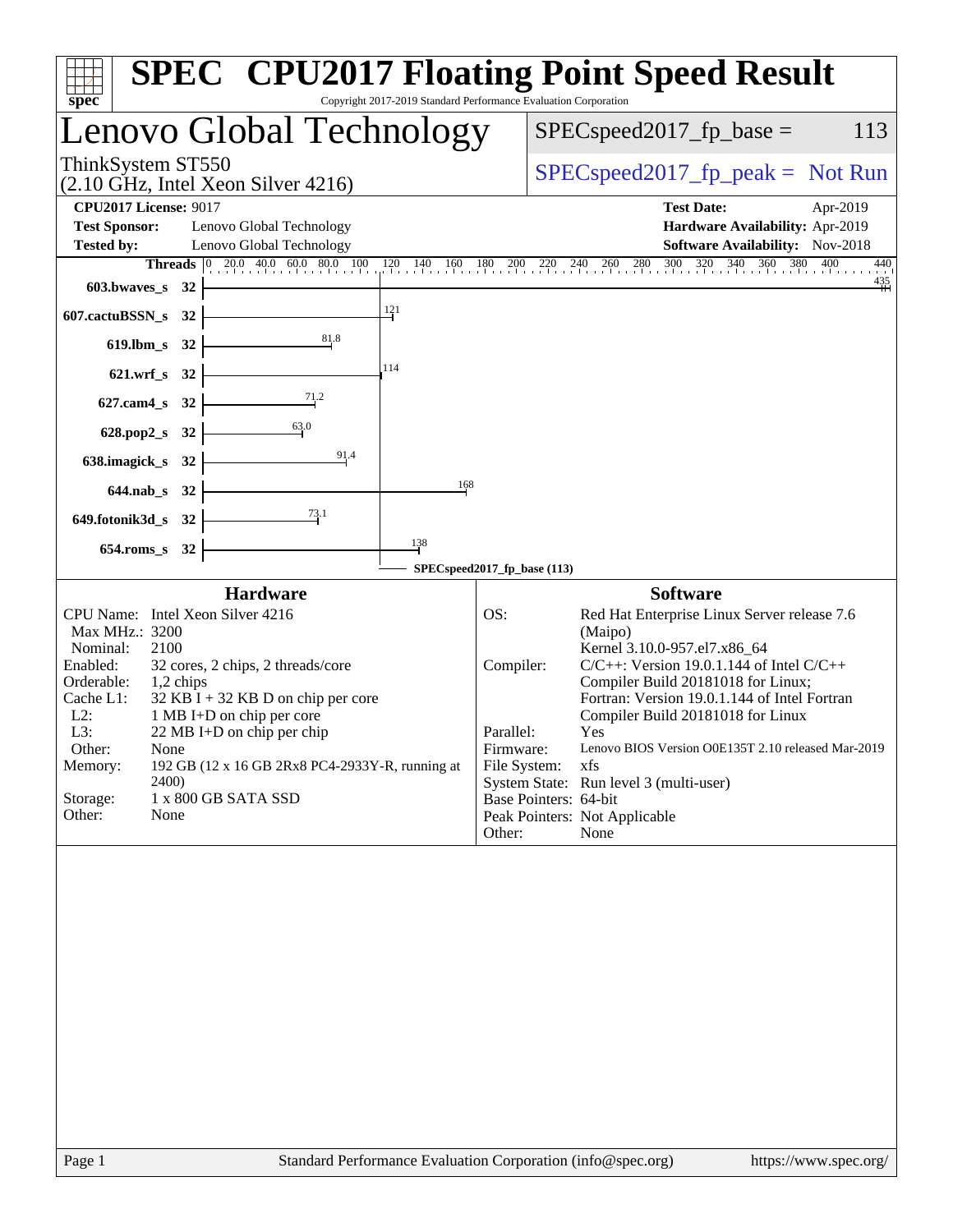# SPEC CPU2017 Floating Point Speed Result

Copyright 2017-2019 Standard Performance Evaluation Corporation

## Lenovo Global Technology

ThinkSystem ST550
(2.10 GHz, Intel Xeon Silver 4216)

SPECspeed2017_fp_base = 113

SPECspeed2017_fp_peak = Not Run

**CPU2017 License:** 9017
**Test Sponsor:** Lenovo Global Technology
**Tested by:** Lenovo Global Technology

**Test Date:** Apr-2019
**Hardware Availability:** Apr-2019
**Software Availability:** Nov-2018

| Benchmark | Threads | Base |
|---|---|---|
| 603.bwaves_s | 32 | 435 |
| 607.cactuBSSN_s | 32 | 121 |
| 619.lbm_s | 32 | 81.8 |
| 621.wrf_s | 32 | 114 |
| 627.cam4_s | 32 | 71.2 |
| 628.pop2_s | 32 | 63.0 |
| 638.imagick_s | 32 | 91.4 |
| 644.nab_s | 32 | 168 |
| 649.fotonik3d_s | 32 | 73.1 |
| 654.roms_s | 32 | 138 |

SPECspeed2017_fp_base (113)

### Hardware

| | |
|---|---|
| CPU Name: | Intel Xeon Silver 4216 |
| Max MHz.: | 3200 |
| Nominal: | 2100 |
| Enabled: | 32 cores, 2 chips, 2 threads/core |
| Orderable: | 1,2 chips |
| Cache L1: | 32 KB I + 32 KB D on chip per core |
| L2: | 1 MB I+D on chip per core |
| L3: | 22 MB I+D on chip per chip |
| Other: | None |
| Memory: | 192 GB (12 x 16 GB 2Rx8 PC4-2933Y-R, running at 2400) |
| Storage: | 1 x 800 GB SATA SSD |
| Other: | None |

### Software

| | |
|---|---|
| OS: | Red Hat Enterprise Linux Server release 7.6 (Maipo) Kernel 3.10.0-957.el7.x86_64 |
| Compiler: | C/C++: Version 19.0.1.144 of Intel C/C++ Compiler Build 20181018 for Linux; Fortran: Version 19.0.1.144 of Intel Fortran Compiler Build 20181018 for Linux |
| Parallel: | Yes |
| Firmware: | Lenovo BIOS Version O0E135T 2.10 released Mar-2019 |
| File System: | xfs |
| System State: | Run level 3 (multi-user) |
| Base Pointers: | 64-bit |
| Peak Pointers: | Not Applicable |
| Other: | None |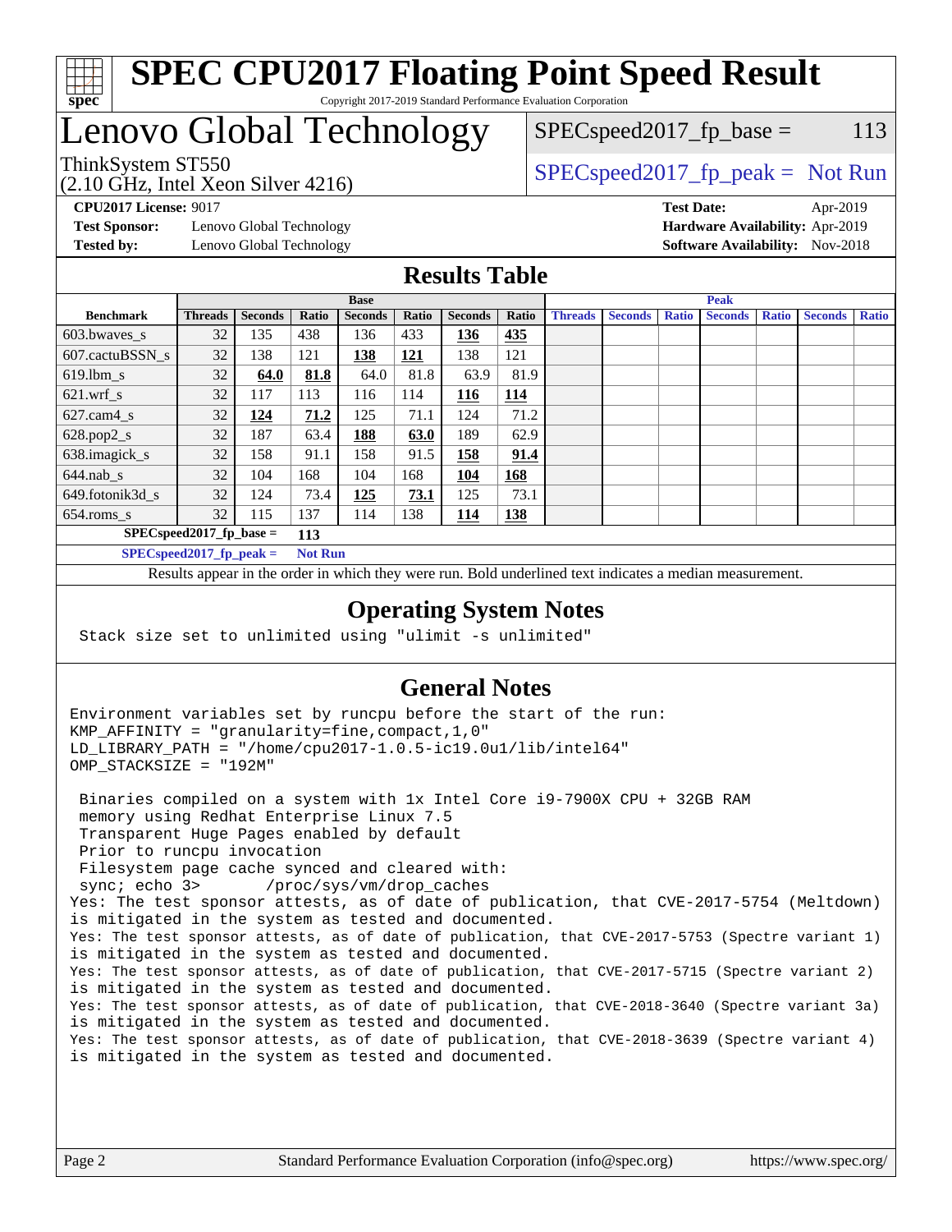# SPEC CPU2017 Floating Point Speed Result

Copyright 2017-2019 Standard Performance Evaluation Corporation

## Lenovo Global Technology

ThinkSystem ST550
(2.10 GHz, Intel Xeon Silver 4216)

SPECspeed2017_fp_base = 113

SPECspeed2017_fp_peak = Not Run

**CPU2017 License:** 9017
**Test Sponsor:** Lenovo Global Technology
**Tested by:** Lenovo Global Technology

**Test Date:** Apr-2019
**Hardware Availability:** Apr-2019
**Software Availability:** Nov-2018

## Results Table

| | Base | | | | | | | Peak | | | | | | |
|---|---|---|---|---|---|---|---|---|---|---|---|---|---|---|
| **Benchmark** | **Threads** | **Seconds** | **Ratio** | **Seconds** | **Ratio** | **Seconds** | **Ratio** | **Threads** | **Seconds** | **Ratio** | **Seconds** | **Ratio** | **Seconds** | **Ratio** |
| 603.bwaves_s | 32 | 135 | 438 | 136 | 433 | **136** | **435** | | | | | | | |
| 607.cactuBSSN_s | 32 | 138 | 121 | **138** | **121** | 138 | 121 | | | | | | | |
| 619.lbm_s | 32 | **64.0** | **81.8** | 64.0 | 81.8 | 63.9 | 81.9 | | | | | | | |
| 621.wrf_s | 32 | 117 | 113 | 116 | 114 | **116** | **114** | | | | | | | |
| 627.cam4_s | 32 | **124** | **71.2** | 125 | 71.1 | 124 | 71.2 | | | | | | | |
| 628.pop2_s | 32 | 187 | 63.4 | **188** | **63.0** | 189 | 62.9 | | | | | | | |
| 638.imagick_s | 32 | 158 | 91.1 | 158 | 91.5 | **158** | **91.4** | | | | | | | |
| 644.nab_s | 32 | 104 | 168 | 104 | 168 | **104** | **168** | | | | | | | |
| 649.fotonik3d_s | 32 | 124 | 73.4 | **125** | **73.1** | 125 | 73.1 | | | | | | | |
| 654.roms_s | 32 | 115 | 137 | 114 | 138 | **114** | **138** | | | | | | | |

**SPECspeed2017_fp_base =** **113**

**SPECspeed2017_fp_peak =** **Not Run**

Results appear in the order in which they were run. Bold underlined text indicates a median measurement.

## Operating System Notes

```
Stack size set to unlimited using "ulimit -s unlimited"
```

## General Notes

```
Environment variables set by runcpu before the start of the run:
KMP_AFFINITY = "granularity=fine,compact,1,0"
LD_LIBRARY_PATH = "/home/cpu2017-1.0.5-ic19.0u1/lib/intel64"
OMP_STACKSIZE = "192M"

 Binaries compiled on a system with 1x Intel Core i9-7900X CPU + 32GB RAM
 memory using Redhat Enterprise Linux 7.5
 Transparent Huge Pages enabled by default
 Prior to runcpu invocation
 Filesystem page cache synced and cleared with:
 sync; echo 3>       /proc/sys/vm/drop_caches
Yes: The test sponsor attests, as of date of publication, that CVE-2017-5754 (Meltdown)
is mitigated in the system as tested and documented.
Yes: The test sponsor attests, as of date of publication, that CVE-2017-5753 (Spectre variant 1)
is mitigated in the system as tested and documented.
Yes: The test sponsor attests, as of date of publication, that CVE-2017-5715 (Spectre variant 2)
is mitigated in the system as tested and documented.
Yes: The test sponsor attests, as of date of publication, that CVE-2018-3640 (Spectre variant 3a)
is mitigated in the system as tested and documented.
Yes: The test sponsor attests, as of date of publication, that CVE-2018-3639 (Spectre variant 4)
is mitigated in the system as tested and documented.
```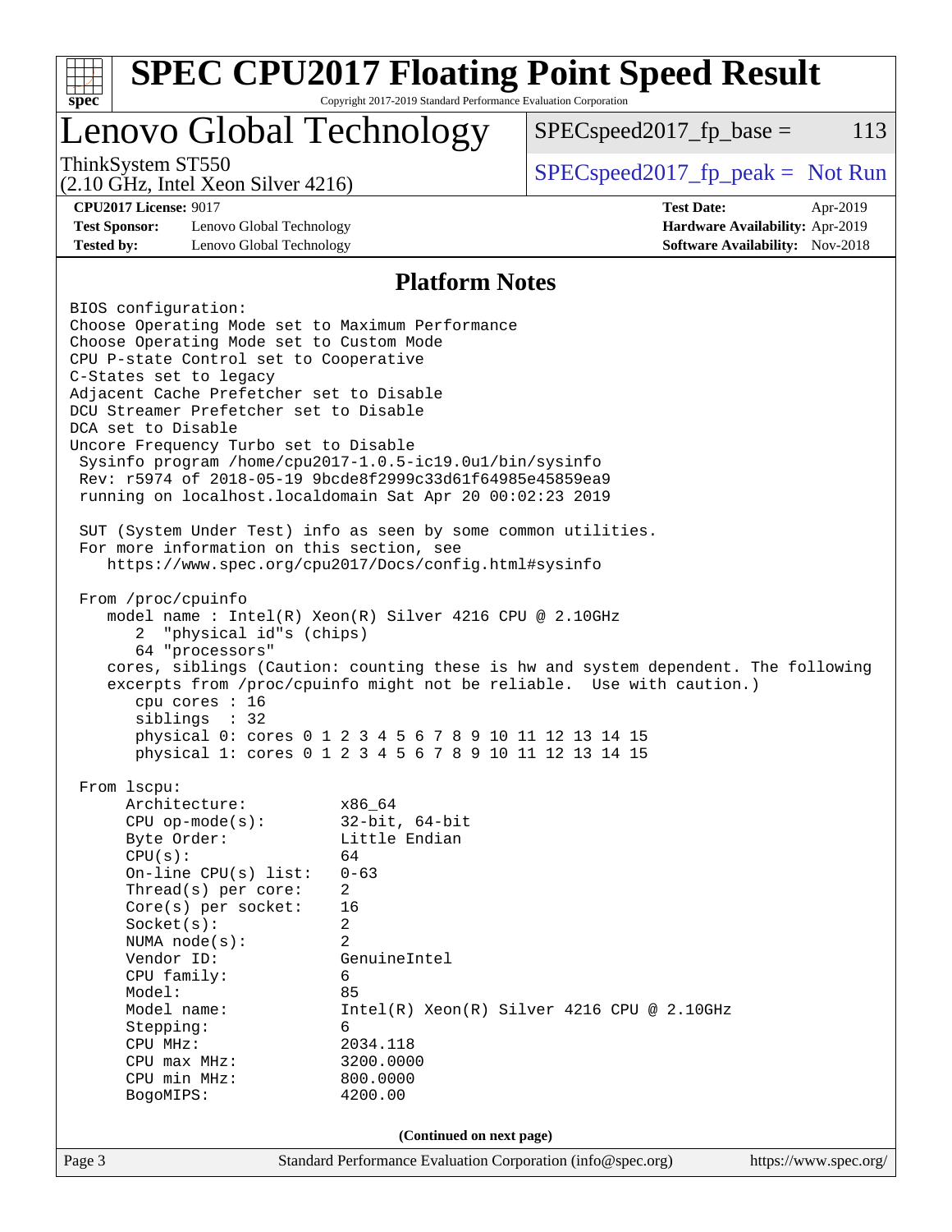# SPEC CPU2017 Floating Point Speed Result

Copyright 2017-2019 Standard Performance Evaluation Corporation

## Lenovo Global Technology

ThinkSystem ST550
(2.10 GHz, Intel Xeon Silver 4216)

SPECspeed2017_fp_base = 113

SPECspeed2017_fp_peak = Not Run

**CPU2017 License:** 9017
**Test Sponsor:** Lenovo Global Technology
**Tested by:** Lenovo Global Technology

**Test Date:** Apr-2019
**Hardware Availability:** Apr-2019
**Software Availability:** Nov-2018

### Platform Notes

```
BIOS configuration:
Choose Operating Mode set to Maximum Performance
Choose Operating Mode set to Custom Mode
CPU P-state Control set to Cooperative
C-States set to legacy
Adjacent Cache Prefetcher set to Disable
DCU Streamer Prefetcher set to Disable
DCA set to Disable
Uncore Frequency Turbo set to Disable
 Sysinfo program /home/cpu2017-1.0.5-ic19.0u1/bin/sysinfo
 Rev: r5974 of 2018-05-19 9bcde8f2999c33d61f64985e45859ea9
 running on localhost.localdomain Sat Apr 20 00:02:23 2019

 SUT (System Under Test) info as seen by some common utilities.
 For more information on this section, see
    https://www.spec.org/cpu2017/Docs/config.html#sysinfo

 From /proc/cpuinfo
    model name : Intel(R) Xeon(R) Silver 4216 CPU @ 2.10GHz
       2  "physical id"s (chips)
       64 "processors"
    cores, siblings (Caution: counting these is hw and system dependent. The following
    excerpts from /proc/cpuinfo might not be reliable.  Use with caution.)
       cpu cores : 16
       siblings  : 32
       physical 0: cores 0 1 2 3 4 5 6 7 8 9 10 11 12 13 14 15
       physical 1: cores 0 1 2 3 4 5 6 7 8 9 10 11 12 13 14 15

 From lscpu:
      Architecture:          x86_64
      CPU op-mode(s):        32-bit, 64-bit
      Byte Order:            Little Endian
      CPU(s):                64
      On-line CPU(s) list:   0-63
      Thread(s) per core:    2
      Core(s) per socket:    16
      Socket(s):             2
      NUMA node(s):          2
      Vendor ID:             GenuineIntel
      CPU family:            6
      Model:                 85
      Model name:            Intel(R) Xeon(R) Silver 4216 CPU @ 2.10GHz
      Stepping:              6
      CPU MHz:               2034.118
      CPU max MHz:           3200.0000
      CPU min MHz:           800.0000
      BogoMIPS:              4200.00
```

(Continued on next page)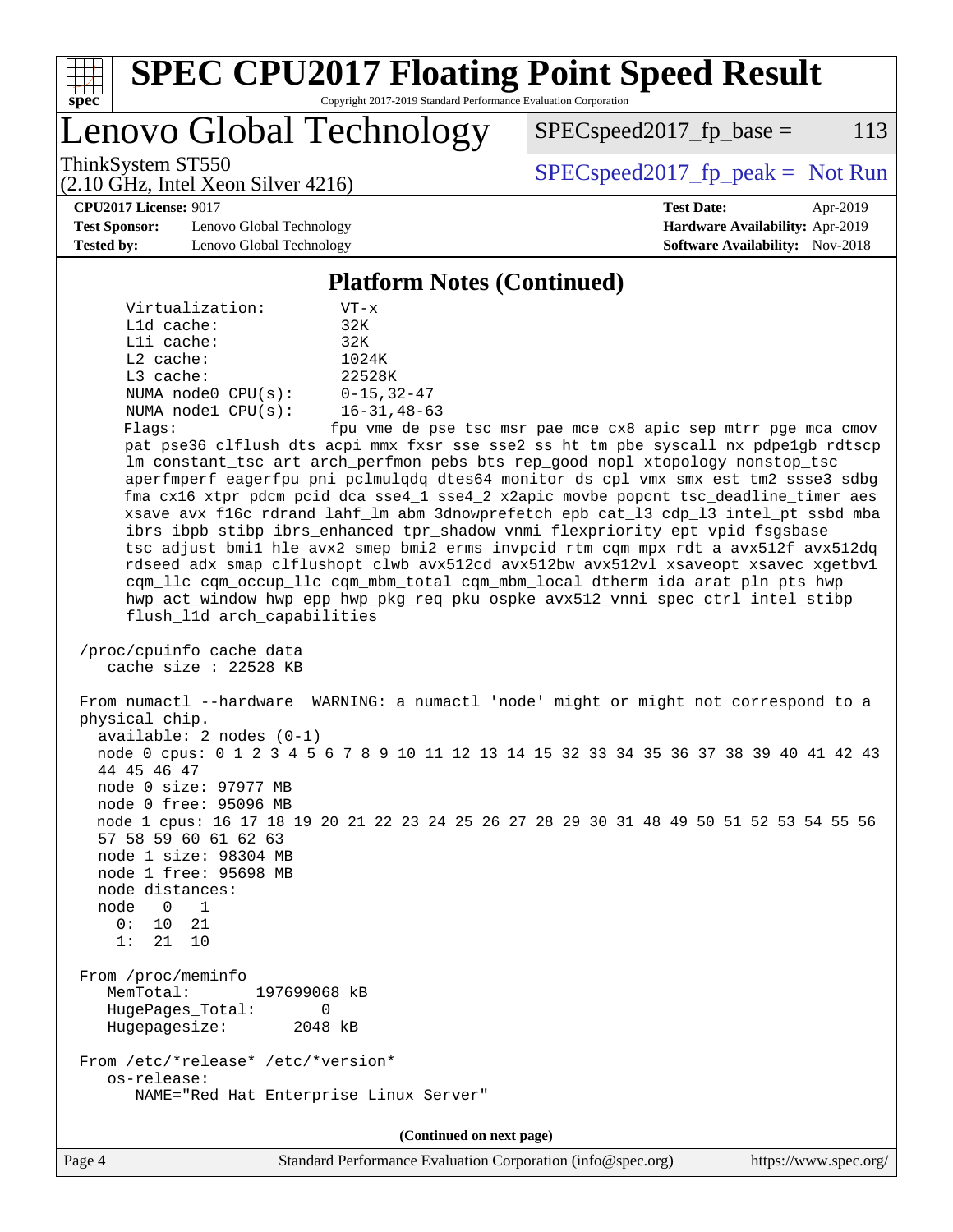## Platform Notes (Continued)

```
     Virtualization:        VT-x
     L1d cache:             32K
     L1i cache:             32K
     L2 cache:              1024K
     L3 cache:              22528K
     NUMA node0 CPU(s):     0-15,32-47
     NUMA node1 CPU(s):     16-31,48-63
     Flags:                fpu vme de pse tsc msr pae mce cx8 apic sep mtrr pge mca cmov
     pat pse36 clflush dts acpi mmx fxsr sse sse2 ss ht tm pbe syscall nx pdpe1gb rdtscp
     lm constant_tsc art arch_perfmon pebs bts rep_good nopl xtopology nonstop_tsc
     aperfmperf eagerfpu pni pclmulqdq dtes64 monitor ds_cpl vmx smx est tm2 ssse3 sdbg
     fma cx16 xtpr pdcm pcid dca sse4_1 sse4_2 x2apic movbe popcnt tsc_deadline_timer aes
     xsave avx f16c rdrand lahf_lm abm 3dnowprefetch epb cat_l3 cdp_l3 intel_pt ssbd mba
     ibrs ibpb stibp ibrs_enhanced tpr_shadow vnmi flexpriority ept vpid fsgsbase
     tsc_adjust bmi1 hle avx2 smep bmi2 erms invpcid rtm cqm mpx rdt_a avx512f avx512dq
     rdseed adx smap clflushopt clwb avx512cd avx512bw avx512vl xsaveopt xsavec xgetbv1
     cqm_llc cqm_occup_llc cqm_mbm_total cqm_mbm_local dtherm ida arat pln pts hwp
     hwp_act_window hwp_epp hwp_pkg_req pku ospke avx512_vnni spec_ctrl intel_stibp
     flush_l1d arch_capabilities

 /proc/cpuinfo cache data
    cache size : 22528 KB

 From numactl --hardware  WARNING: a numactl 'node' might or might not correspond to a
 physical chip.
   available: 2 nodes (0-1)
   node 0 cpus: 0 1 2 3 4 5 6 7 8 9 10 11 12 13 14 15 32 33 34 35 36 37 38 39 40 41 42 43
   44 45 46 47
   node 0 size: 97977 MB
   node 0 free: 95096 MB
   node 1 cpus: 16 17 18 19 20 21 22 23 24 25 26 27 28 29 30 31 48 49 50 51 52 53 54 55 56
   57 58 59 60 61 62 63
   node 1 size: 98304 MB
   node 1 free: 95698 MB
   node distances:
   node   0   1
     0:  10  21
     1:  21  10

 From /proc/meminfo
    MemTotal:       197699068 kB
    HugePages_Total:       0
    Hugepagesize:       2048 kB

 From /etc/*release* /etc/*version*
    os-release:
       NAME="Red Hat Enterprise Linux Server"
```

(Continued on next page)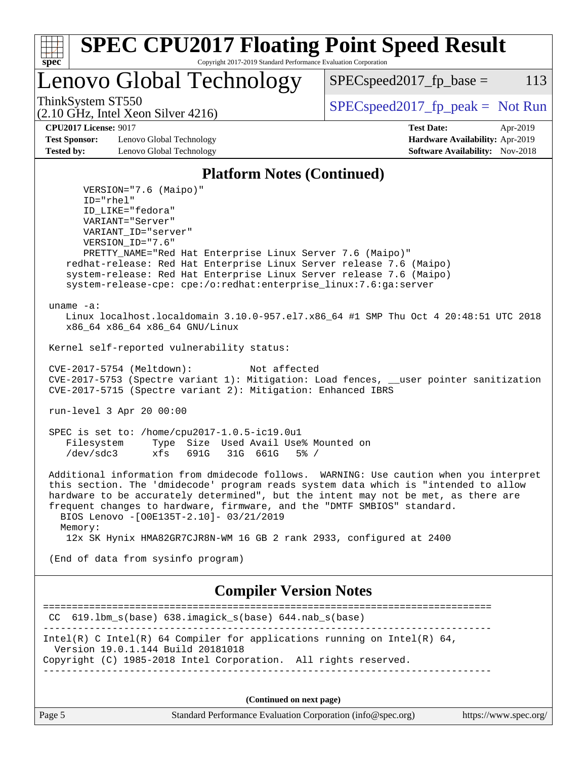## Platform Notes (Continued)

```
      VERSION="7.6 (Maipo)"
      ID="rhel"
      ID_LIKE="fedora"
      VARIANT="Server"
      VARIANT_ID="server"
      VERSION_ID="7.6"
      PRETTY_NAME="Red Hat Enterprise Linux Server 7.6 (Maipo)"
   redhat-release: Red Hat Enterprise Linux Server release 7.6 (Maipo)
   system-release: Red Hat Enterprise Linux Server release 7.6 (Maipo)
   system-release-cpe: cpe:/o:redhat:enterprise_linux:7.6:ga:server

uname -a:
   Linux localhost.localdomain 3.10.0-957.el7.x86_64 #1 SMP Thu Oct 4 20:48:51 UTC 2018
   x86_64 x86_64 x86_64 GNU/Linux

Kernel self-reported vulnerability status:

CVE-2017-5754 (Meltdown):          Not affected
CVE-2017-5753 (Spectre variant 1): Mitigation: Load fences, __user pointer sanitization
CVE-2017-5715 (Spectre variant 2): Mitigation: Enhanced IBRS

run-level 3 Apr 20 00:00

SPEC is set to: /home/cpu2017-1.0.5-ic19.0u1
   Filesystem     Type  Size  Used Avail Use% Mounted on
   /dev/sdc3      xfs   691G   31G  661G   5% /

Additional information from dmidecode follows.  WARNING: Use caution when you interpret
this section. The 'dmidecode' program reads system data which is "intended to allow
hardware to be accurately determined", but the intent may not be met, as there are
frequent changes to hardware, firmware, and the "DMTF SMBIOS" standard.
  BIOS Lenovo -[O0E135T-2.10]- 03/21/2019
  Memory:
   12x SK Hynix HMA82GR7CJR8N-WM 16 GB 2 rank 2933, configured at 2400

(End of data from sysinfo program)
```

## Compiler Version Notes

```
==============================================================================
 CC  619.lbm_s(base) 638.imagick_s(base) 644.nab_s(base)
------------------------------------------------------------------------------
Intel(R) C Intel(R) 64 Compiler for applications running on Intel(R) 64,
  Version 19.0.1.144 Build 20181018
Copyright (C) 1985-2018 Intel Corporation.  All rights reserved.
------------------------------------------------------------------------------
```

**(Continued on next page)**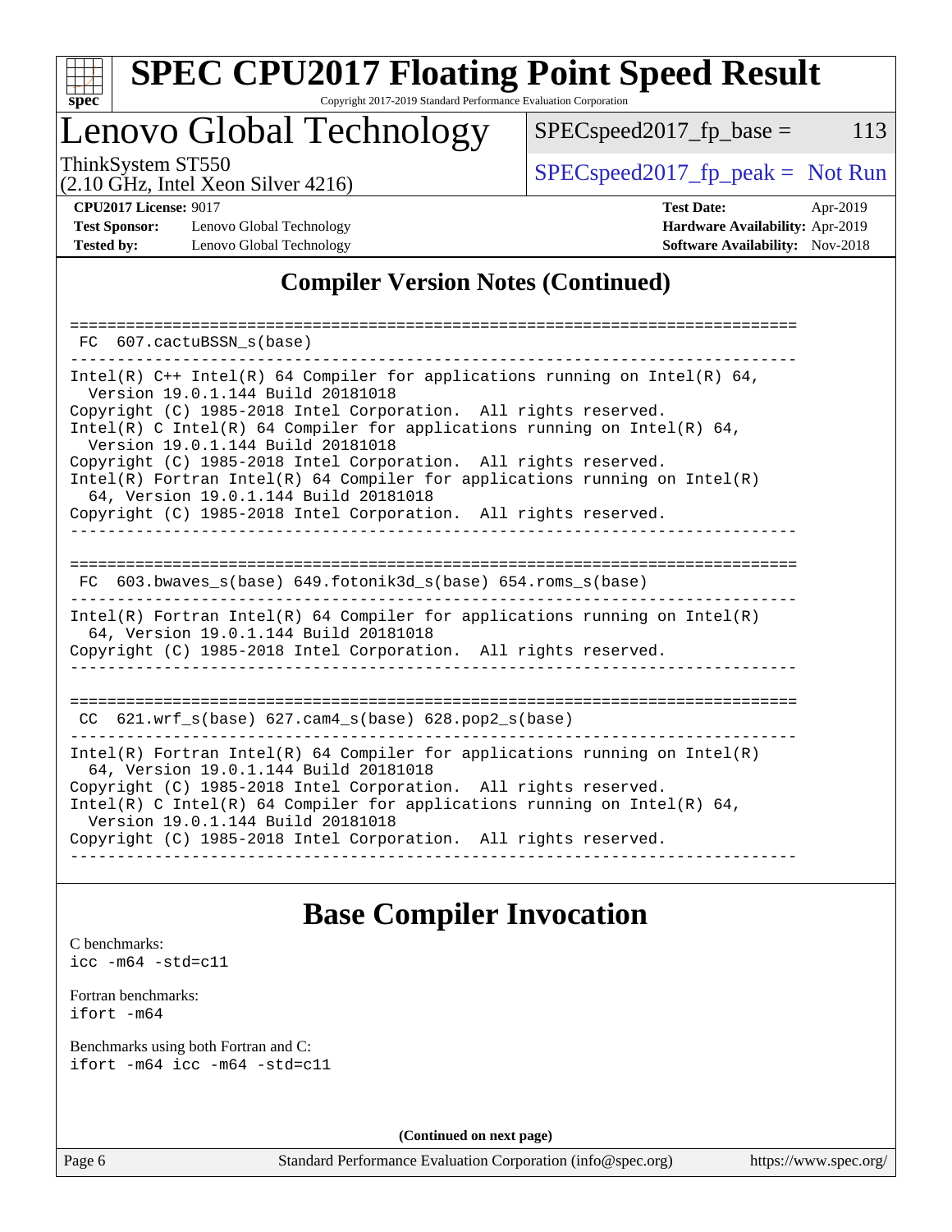## Compiler Version Notes (Continued)

```
==============================================================================
 FC  607.cactuBSSN_s(base)
------------------------------------------------------------------------------
Intel(R) C++ Intel(R) 64 Compiler for applications running on Intel(R) 64,
  Version 19.0.1.144 Build 20181018
Copyright (C) 1985-2018 Intel Corporation.  All rights reserved.
Intel(R) C Intel(R) 64 Compiler for applications running on Intel(R) 64,
  Version 19.0.1.144 Build 20181018
Copyright (C) 1985-2018 Intel Corporation.  All rights reserved.
Intel(R) Fortran Intel(R) 64 Compiler for applications running on Intel(R)
  64, Version 19.0.1.144 Build 20181018
Copyright (C) 1985-2018 Intel Corporation.  All rights reserved.
------------------------------------------------------------------------------

==============================================================================
 FC  603.bwaves_s(base) 649.fotonik3d_s(base) 654.roms_s(base)
------------------------------------------------------------------------------
Intel(R) Fortran Intel(R) 64 Compiler for applications running on Intel(R)
  64, Version 19.0.1.144 Build 20181018
Copyright (C) 1985-2018 Intel Corporation.  All rights reserved.
------------------------------------------------------------------------------

==============================================================================
 CC  621.wrf_s(base) 627.cam4_s(base) 628.pop2_s(base)
------------------------------------------------------------------------------
Intel(R) Fortran Intel(R) 64 Compiler for applications running on Intel(R)
  64, Version 19.0.1.144 Build 20181018
Copyright (C) 1985-2018 Intel Corporation.  All rights reserved.
Intel(R) C Intel(R) 64 Compiler for applications running on Intel(R) 64,
  Version 19.0.1.144 Build 20181018
Copyright (C) 1985-2018 Intel Corporation.  All rights reserved.
------------------------------------------------------------------------------
```

## Base Compiler Invocation

C benchmarks:
```
icc -m64 -std=c11
```

Fortran benchmarks:
```
ifort -m64
```

Benchmarks using both Fortran and C:
```
ifort -m64 icc -m64 -std=c11
```

**(Continued on next page)**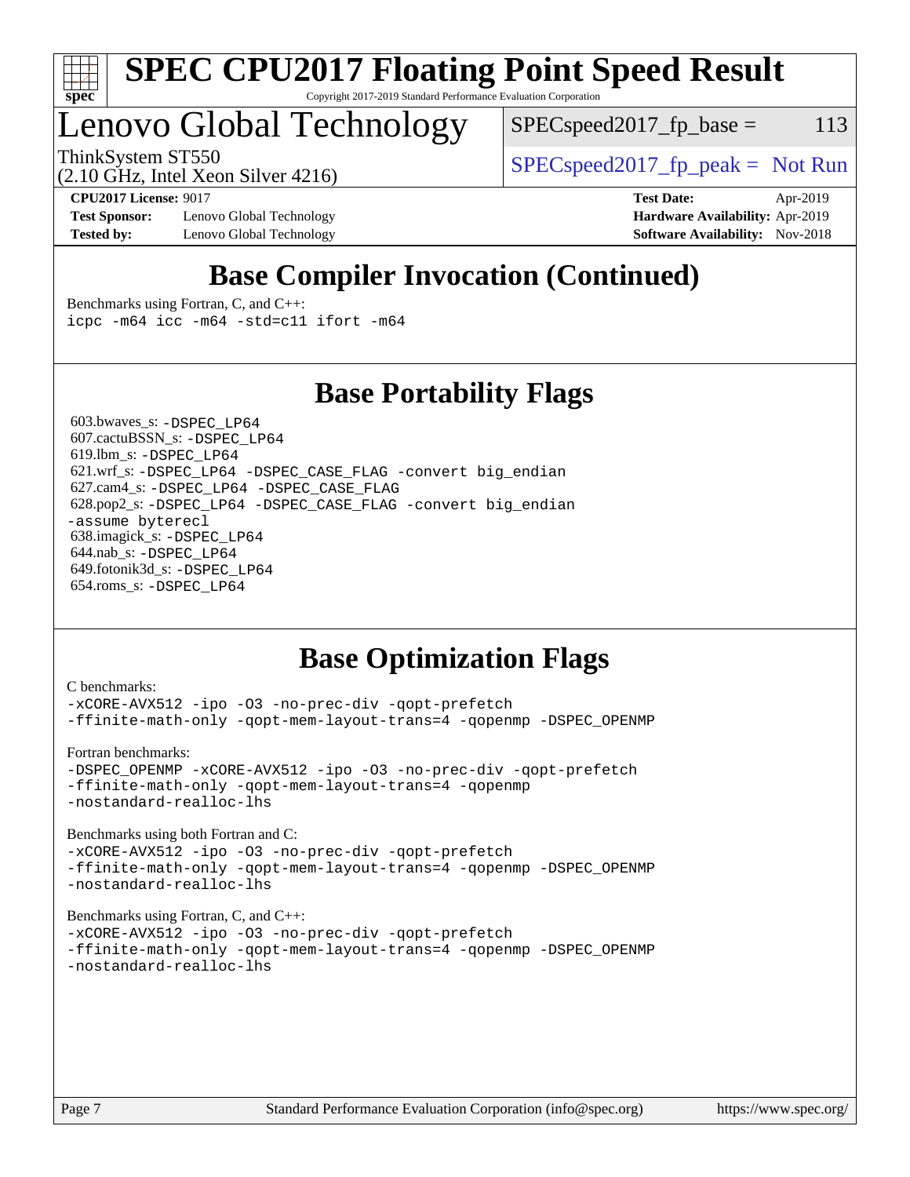# Base Compiler Invocation (Continued)

Benchmarks using Fortran, C, and C++:

```
icpc -m64 icc -m64 -std=c11 ifort -m64
```

# Base Portability Flags

603.bwaves_s: `-DSPEC_LP64`
607.cactuBSSN_s: `-DSPEC_LP64`
619.lbm_s: `-DSPEC_LP64`
621.wrf_s: `-DSPEC_LP64 -DSPEC_CASE_FLAG -convert big_endian`
627.cam4_s: `-DSPEC_LP64 -DSPEC_CASE_FLAG`
628.pop2_s: `-DSPEC_LP64 -DSPEC_CASE_FLAG -convert big_endian -assume byterecl`
638.imagick_s: `-DSPEC_LP64`
644.nab_s: `-DSPEC_LP64`
649.fotonik3d_s: `-DSPEC_LP64`
654.roms_s: `-DSPEC_LP64`

# Base Optimization Flags

C benchmarks:

```
-xCORE-AVX512 -ipo -O3 -no-prec-div -qopt-prefetch
-ffinite-math-only -qopt-mem-layout-trans=4 -qopenmp -DSPEC_OPENMP
```

Fortran benchmarks:

```
-DSPEC_OPENMP -xCORE-AVX512 -ipo -O3 -no-prec-div -qopt-prefetch
-ffinite-math-only -qopt-mem-layout-trans=4 -qopenmp
-nostandard-realloc-lhs
```

Benchmarks using both Fortran and C:

```
-xCORE-AVX512 -ipo -O3 -no-prec-div -qopt-prefetch
-ffinite-math-only -qopt-mem-layout-trans=4 -qopenmp -DSPEC_OPENMP
-nostandard-realloc-lhs
```

Benchmarks using Fortran, C, and C++:

```
-xCORE-AVX512 -ipo -O3 -no-prec-div -qopt-prefetch
-ffinite-math-only -qopt-mem-layout-trans=4 -qopenmp -DSPEC_OPENMP
-nostandard-realloc-lhs
```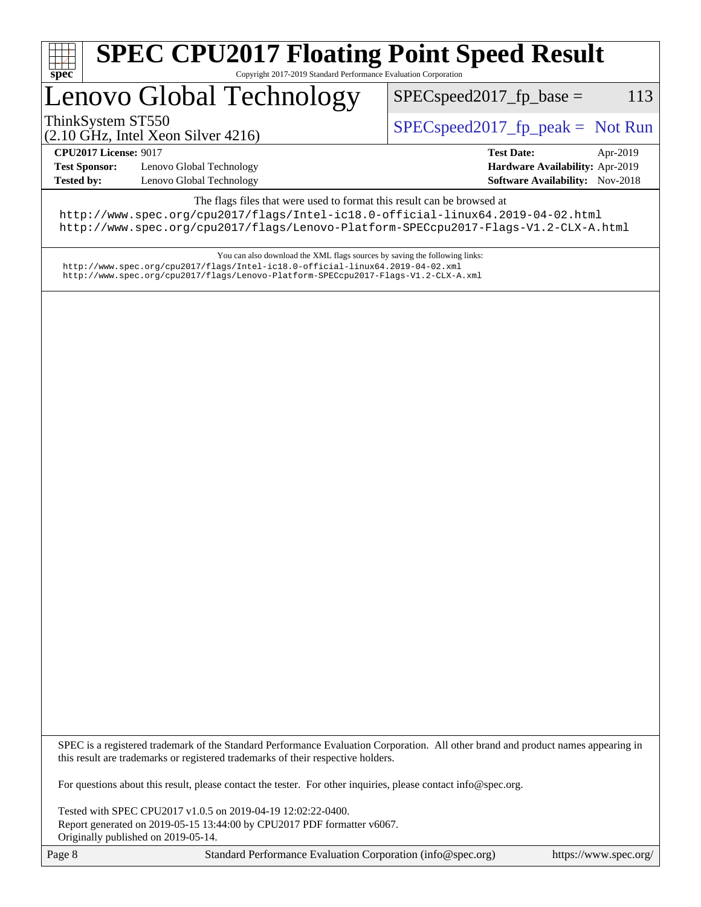The flags files that were used to format this result can be browsed at

http://www.spec.org/cpu2017/flags/Intel-ic18.0-official-linux64.2019-04-02.html
http://www.spec.org/cpu2017/flags/Lenovo-Platform-SPECcpu2017-Flags-V1.2-CLX-A.html

You can also download the XML flags sources by saving the following links:

http://www.spec.org/cpu2017/flags/Intel-ic18.0-official-linux64.2019-04-02.xml
http://www.spec.org/cpu2017/flags/Lenovo-Platform-SPECcpu2017-Flags-V1.2-CLX-A.xml

SPEC is a registered trademark of the Standard Performance Evaluation Corporation. All other brand and product names appearing in this result are trademarks or registered trademarks of their respective holders.

For questions about this result, please contact the tester. For other inquiries, please contact info@spec.org.

Tested with SPEC CPU2017 v1.0.5 on 2019-04-19 12:02:22-0400.
Report generated on 2019-05-15 13:44:00 by CPU2017 PDF formatter v6067.
Originally published on 2019-05-14.